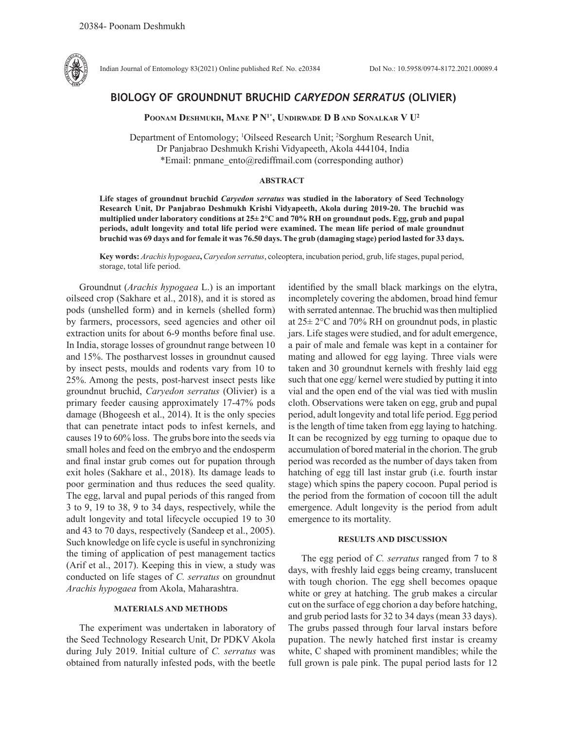20384- Poonam Deshmukh

Indian Journal of Entomology 83(2021) Online published Ref. No. e20384 DoI No.: 10.5958/0974-8172.2021.00089.4

# BIOLOGY OF GROUNDNUT BRUCHID *CARYEDON SERRATUS* (OLIVIER)

**Poonam Deshmukh, Mane P N[1*], Undirwade D B and Sonalkar V U[2]**

Department of Entomology; [1]Oilseed Research Unit; [2]Sorghum Research Unit, Dr Panjabrao Deshmukh Krishi Vidyapeeth, Akola 444104, India
*Email: pnmane_ento@rediffmail.com (corresponding author)

## ABSTRACT

**Life stages of groundnut bruchid *Caryedon serratus* was studied in the laboratory of Seed Technology Research Unit, Dr Panjabrao Deshmukh Krishi Vidyapeeth, Akola during 2019-20. The bruchid was multiplied under laboratory conditions at 25± 2°C and 70% RH on groundnut pods. Egg, grub and pupal periods, adult longevity and total life period were examined. The mean life period of male groundnut bruchid was 69 days and for female it was 76.50 days. The grub (damaging stage) period lasted for 33 days.**

**Key words:** *Arachis hypogaea*, *Caryedon serratus*, coleoptera, incubation period, grub, life stages, pupal period, storage, total life period.

Groundnut (*Arachis hypogaea* L.) is an important oilseed crop (Sakhare et al., 2018), and it is stored as pods (unshelled form) and in kernels (shelled form) by farmers, processors, seed agencies and other oil extraction units for about 6-9 months before final use. In India, storage losses of groundnut range between 10 and 15%. The postharvest losses in groundnut caused by insect pests, moulds and rodents vary from 10 to 25%. Among the pests, post-harvest insect pests like groundnut bruchid, *Caryedon serratus* (Olivier) is a primary feeder causing approximately 17-47% pods damage (Bhogeesh et al., 2014). It is the only species that can penetrate intact pods to infest kernels, and causes 19 to 60% loss. The grubs bore into the seeds via small holes and feed on the embryo and the endosperm and final instar grub comes out for pupation through exit holes (Sakhare et al., 2018). Its damage leads to poor germination and thus reduces the seed quality. The egg, larval and pupal periods of this ranged from 3 to 9, 19 to 38, 9 to 34 days, respectively, while the adult longevity and total lifecycle occupied 19 to 30 and 43 to 70 days, respectively (Sandeep et al., 2005). Such knowledge on life cycle is useful in synchronizing the timing of application of pest management tactics (Arif et al., 2017). Keeping this in view, a study was conducted on life stages of *C. serratus* on groundnut *Arachis hypogaea* from Akola, Maharashtra.

## MATERIALS AND METHODS

The experiment was undertaken in laboratory of the Seed Technology Research Unit, Dr PDKV Akola during July 2019. Initial culture of *C. serratus* was obtained from naturally infested pods, with the beetle identified by the small black markings on the elytra, incompletely covering the abdomen, broad hind femur with serrated antennae. The bruchid was then multiplied at 25± 2°C and 70% RH on groundnut pods, in plastic jars. Life stages were studied, and for adult emergence, a pair of male and female was kept in a container for mating and allowed for egg laying. Three vials were taken and 30 groundnut kernels with freshly laid egg such that one egg/ kernel were studied by putting it into vial and the open end of the vial was tied with muslin cloth. Observations were taken on egg, grub and pupal period, adult longevity and total life period. Egg period is the length of time taken from egg laying to hatching. It can be recognized by egg turning to opaque due to accumulation of bored material in the chorion. The grub period was recorded as the number of days taken from hatching of egg till last instar grub (i.e. fourth instar stage) which spins the papery cocoon. Pupal period is the period from the formation of cocoon till the adult emergence. Adult longevity is the period from adult emergence to its mortality.

## RESULTS AND DISCUSSION

The egg period of *C. serratus* ranged from 7 to 8 days, with freshly laid eggs being creamy, translucent with tough chorion. The egg shell becomes opaque white or grey at hatching. The grub makes a circular cut on the surface of egg chorion a day before hatching, and grub period lasts for 32 to 34 days (mean 33 days). The grubs passed through four larval instars before pupation. The newly hatched first instar is creamy white, C shaped with prominent mandibles; while the full grown is pale pink. The pupal period lasts for 12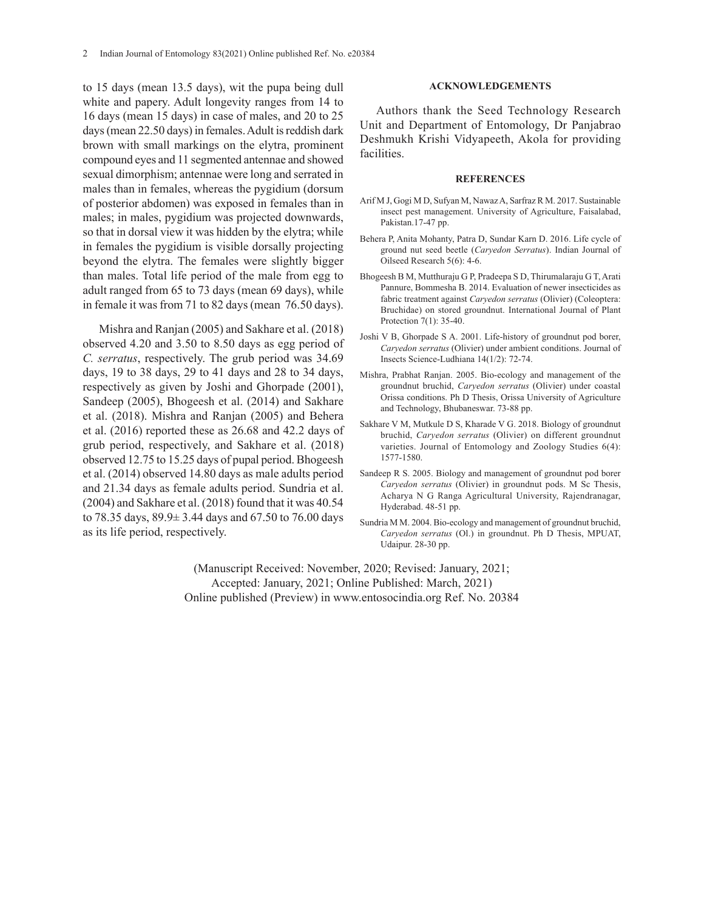to 15 days (mean 13.5 days), wit the pupa being dull white and papery. Adult longevity ranges from 14 to 16 days (mean 15 days) in case of males, and 20 to 25 days (mean 22.50 days) in females. Adult is reddish dark brown with small markings on the elytra, prominent compound eyes and 11 segmented antennae and showed sexual dimorphism; antennae were long and serrated in males than in females, whereas the pygidium (dorsum of posterior abdomen) was exposed in females than in males; in males, pygidium was projected downwards, so that in dorsal view it was hidden by the elytra; while in females the pygidium is visible dorsally projecting beyond the elytra. The females were slightly bigger than males. Total life period of the male from egg to adult ranged from 65 to 73 days (mean 69 days), while in female it was from 71 to 82 days (mean 76.50 days).

Mishra and Ranjan (2005) and Sakhare et al. (2018) observed 4.20 and 3.50 to 8.50 days as egg period of *C. serratus*, respectively. The grub period was 34.69 days, 19 to 38 days, 29 to 41 days and 28 to 34 days, respectively as given by Joshi and Ghorpade (2001), Sandeep (2005), Bhogeesh et al. (2014) and Sakhare et al. (2018). Mishra and Ranjan (2005) and Behera et al. (2016) reported these as 26.68 and 42.2 days of grub period, respectively, and Sakhare et al. (2018) observed 12.75 to 15.25 days of pupal period. Bhogeesh et al. (2014) observed 14.80 days as male adults period and 21.34 days as female adults period. Sundria et al. (2004) and Sakhare et al. (2018) found that it was 40.54 to 78.35 days, 89.9± 3.44 days and 67.50 to 76.00 days as its life period, respectively.

## ACKNOWLEDGEMENTS

Authors thank the Seed Technology Research Unit and Department of Entomology, Dr Panjabrao Deshmukh Krishi Vidyapeeth, Akola for providing facilities.

## REFERENCES

Arif M J, Gogi M D, Sufyan M, Nawaz A, Sarfraz R M. 2017. Sustainable insect pest management. University of Agriculture, Faisalabad, Pakistan.17-47 pp.

Behera P, Anita Mohanty, Patra D, Sundar Karn D. 2016. Life cycle of ground nut seed beetle (*Caryedon Serratus*). Indian Journal of Oilseed Research 5(6): 4-6.

Bhogeesh B M, Mutthuraju G P, Pradeepa S D, Thirumalaraju G T, Arati Pannure, Bommesha B. 2014. Evaluation of newer insecticides as fabric treatment against *Caryedon serratus* (Olivier) (Coleoptera: Bruchidae) on stored groundnut. International Journal of Plant Protection 7(1): 35-40.

Joshi V B, Ghorpade S A. 2001. Life-history of groundnut pod borer, *Caryedon serratus* (Olivier) under ambient conditions. Journal of Insects Science-Ludhiana 14(1/2): 72-74.

Mishra, Prabhat Ranjan. 2005. Bio-ecology and management of the groundnut bruchid, *Caryedon serratus* (Olivier) under coastal Orissa conditions. Ph D Thesis, Orissa University of Agriculture and Technology, Bhubaneswar. 73-88 pp.

Sakhare V M, Mutkule D S, Kharade V G. 2018. Biology of groundnut bruchid, *Caryedon serratus* (Olivier) on different groundnut varieties. Journal of Entomology and Zoology Studies 6(4): 1577-1580.

Sandeep R S. 2005. Biology and management of groundnut pod borer *Caryedon serratus* (Olivier) in groundnut pods. M Sc Thesis, Acharya N G Ranga Agricultural University, Rajendranagar, Hyderabad. 48-51 pp.

Sundria M M. 2004. Bio-ecology and management of groundnut bruchid, *Caryedon serratus* (Ol.) in groundnut. Ph D Thesis, MPUAT, Udaipur. 28-30 pp.

(Manuscript Received: November, 2020; Revised: January, 2021; Accepted: January, 2021; Online Published: March, 2021)
Online published (Preview) in www.entosocindia.org Ref. No. 20384